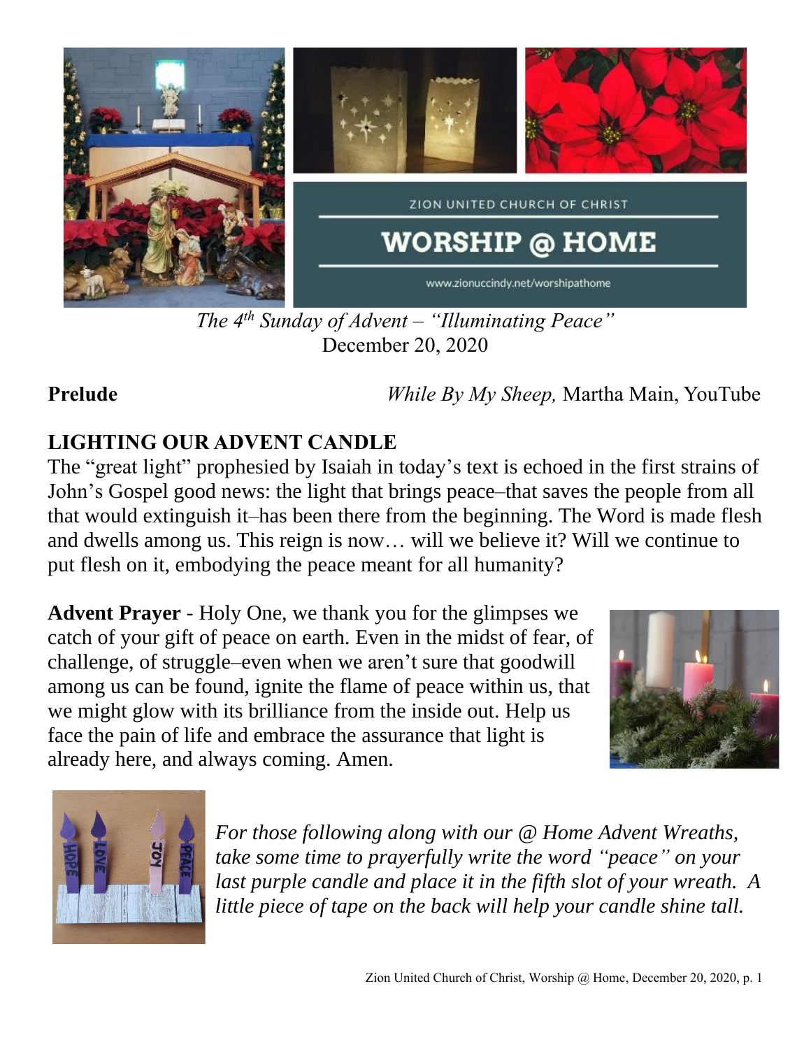ZION UNITED CHURCH OF CHRIST

# WORSHIP @ HOME

www.zionuccindy.net/worshipathome

*The 4th Sunday of Advent – "Illuminating Peace"*
December 20, 2020

**Prelude** *While By My Sheep,* Martha Main, YouTube

## LIGHTING OUR ADVENT CANDLE

The "great light" prophesied by Isaiah in today's text is echoed in the first strains of John's Gospel good news: the light that brings peace–that saves the people from all that would extinguish it–has been there from the beginning. The Word is made flesh and dwells among us. This reign is now… will we believe it? Will we continue to put flesh on it, embodying the peace meant for all humanity?

**Advent Prayer** - Holy One, we thank you for the glimpses we catch of your gift of peace on earth. Even in the midst of fear, of challenge, of struggle–even when we aren't sure that goodwill among us can be found, ignite the flame of peace within us, that we might glow with its brilliance from the inside out. Help us face the pain of life and embrace the assurance that light is already here, and always coming. Amen.

*For those following along with our @ Home Advent Wreaths, take some time to prayerfully write the word "peace" on your last purple candle and place it in the fifth slot of your wreath. A little piece of tape on the back will help your candle shine tall.*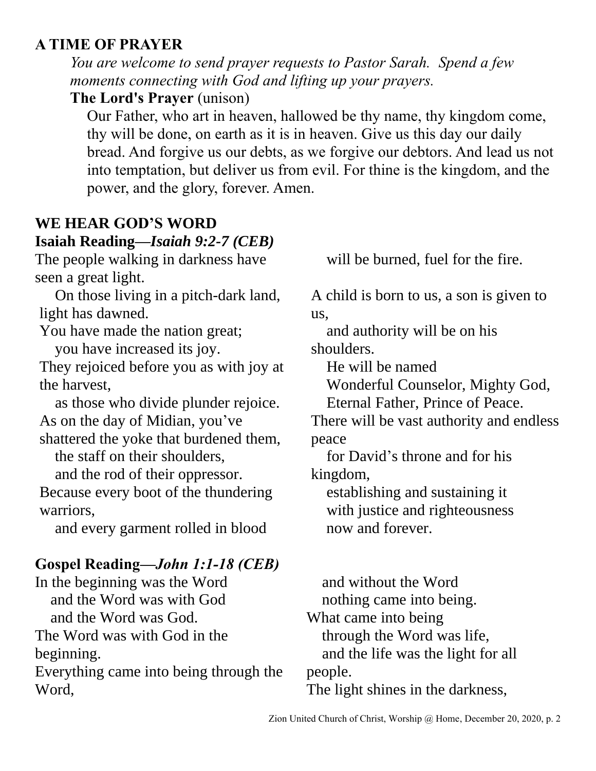## A TIME OF PRAYER

*You are welcome to send prayer requests to Pastor Sarah. Spend a few moments connecting with God and lifting up your prayers.*

**The Lord's Prayer** (unison)

Our Father, who art in heaven, hallowed be thy name, thy kingdom come, thy will be done, on earth as it is in heaven. Give us this day our daily bread. And forgive us our debts, as we forgive our debtors. And lead us not into temptation, but deliver us from evil. For thine is the kingdom, and the power, and the glory, forever. Amen.

## WE HEAR GOD'S WORD

**Isaiah Reading—*Isaiah 9:2-7 (CEB)***

The people walking in darkness have seen a great light.
On those living in a pitch-dark land, light has dawned.
You have made the nation great;
you have increased its joy.
They rejoiced before you as with joy at the harvest,
as those who divide plunder rejoice.
As on the day of Midian, you've shattered the yoke that burdened them,
the staff on their shoulders,
and the rod of their oppressor.
Because every boot of the thundering warriors,
and every garment rolled in blood
will be burned, fuel for the fire.

A child is born to us, a son is given to us,
and authority will be on his shoulders.
He will be named
Wonderful Counselor, Mighty God,
Eternal Father, Prince of Peace.
There will be vast authority and endless peace
for David's throne and for his kingdom,
establishing and sustaining it
with justice and righteousness
now and forever.

**Gospel Reading—*John 1:1-18 (CEB)***

In the beginning was the Word
and the Word was with God
and the Word was God.
The Word was with God in the beginning.
Everything came into being through the Word,
and without the Word
nothing came into being.
What came into being
through the Word was life,
and the life was the light for all people.
The light shines in the darkness,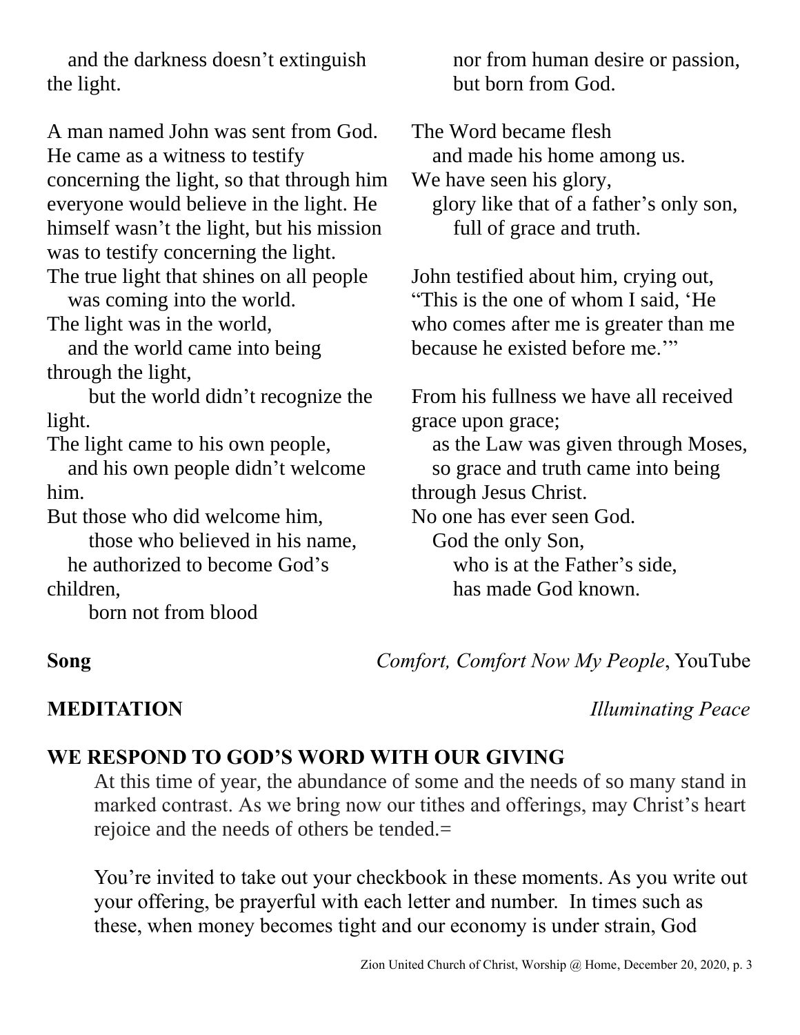and the darkness doesn't extinguish the light.

A man named John was sent from God. He came as a witness to testify concerning the light, so that through him everyone would believe in the light. He himself wasn't the light, but his mission was to testify concerning the light.
The true light that shines on all people
was coming into the world.
The light was in the world,
and the world came into being through the light,
but the world didn't recognize the light.
The light came to his own people,
and his own people didn't welcome him.
But those who did welcome him,
those who believed in his name,
he authorized to become God's children,
born not from blood
nor from human desire or passion,
but born from God.

The Word became flesh
and made his home among us.
We have seen his glory,
glory like that of a father's only son,
full of grace and truth.

John testified about him, crying out, "This is the one of whom I said, 'He who comes after me is greater than me because he existed before me.'"

From his fullness we have all received grace upon grace;
as the Law was given through Moses,
so grace and truth came into being through Jesus Christ.
No one has ever seen God.
God the only Son,
who is at the Father's side,
has made God known.

**Song** *Comfort, Comfort Now My People*, YouTube

**MEDITATION** *Illuminating Peace*

**WE RESPOND TO GOD'S WORD WITH OUR GIVING**

At this time of year, the abundance of some and the needs of so many stand in marked contrast. As we bring now our tithes and offerings, may Christ's heart rejoice and the needs of others be tended.=

You're invited to take out your checkbook in these moments. As you write out your offering, be prayerful with each letter and number. In times such as these, when money becomes tight and our economy is under strain, God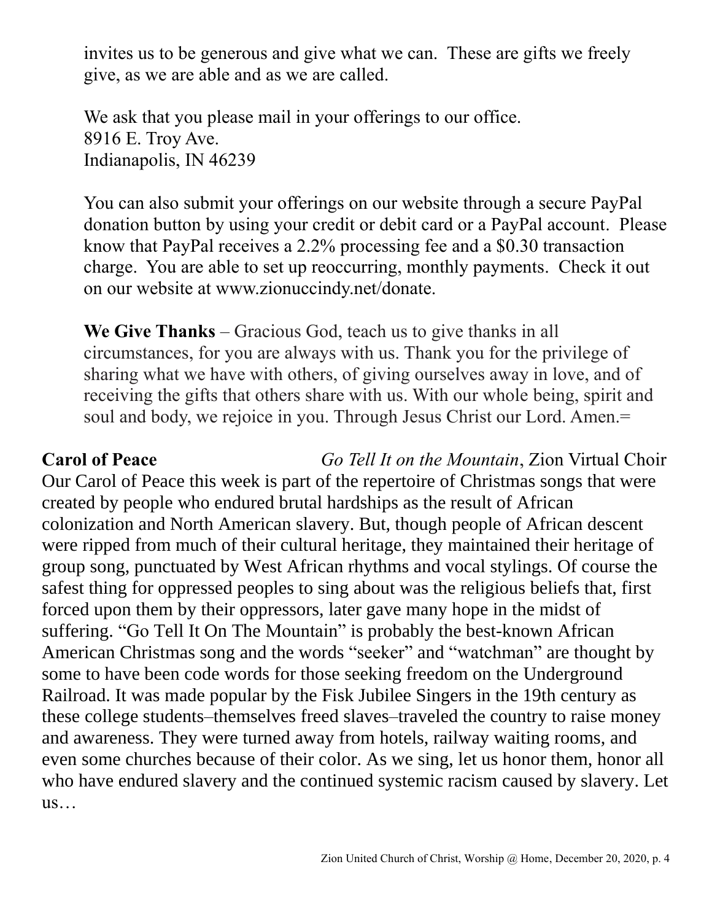invites us to be generous and give what we can. These are gifts we freely give, as we are able and as we are called.

We ask that you please mail in your offerings to our office.
8916 E. Troy Ave.
Indianapolis, IN 46239

You can also submit your offerings on our website through a secure PayPal donation button by using your credit or debit card or a PayPal account. Please know that PayPal receives a 2.2% processing fee and a $0.30 transaction charge. You are able to set up reoccurring, monthly payments. Check it out on our website at www.zionuccindy.net/donate.

**We Give Thanks** – Gracious God, teach us to give thanks in all circumstances, for you are always with us. Thank you for the privilege of sharing what we have with others, of giving ourselves away in love, and of receiving the gifts that others share with us. With our whole being, spirit and soul and body, we rejoice in you. Through Jesus Christ our Lord. Amen.=

**Carol of Peace** *Go Tell It on the Mountain*, Zion Virtual Choir

Our Carol of Peace this week is part of the repertoire of Christmas songs that were created by people who endured brutal hardships as the result of African colonization and North American slavery. But, though people of African descent were ripped from much of their cultural heritage, they maintained their heritage of group song, punctuated by West African rhythms and vocal stylings. Of course the safest thing for oppressed peoples to sing about was the religious beliefs that, first forced upon them by their oppressors, later gave many hope in the midst of suffering. "Go Tell It On The Mountain" is probably the best-known African American Christmas song and the words "seeker" and "watchman" are thought by some to have been code words for those seeking freedom on the Underground Railroad. It was made popular by the Fisk Jubilee Singers in the 19th century as these college students–themselves freed slaves–traveled the country to raise money and awareness. They were turned away from hotels, railway waiting rooms, and even some churches because of their color. As we sing, let us honor them, honor all who have endured slavery and the continued systemic racism caused by slavery. Let us…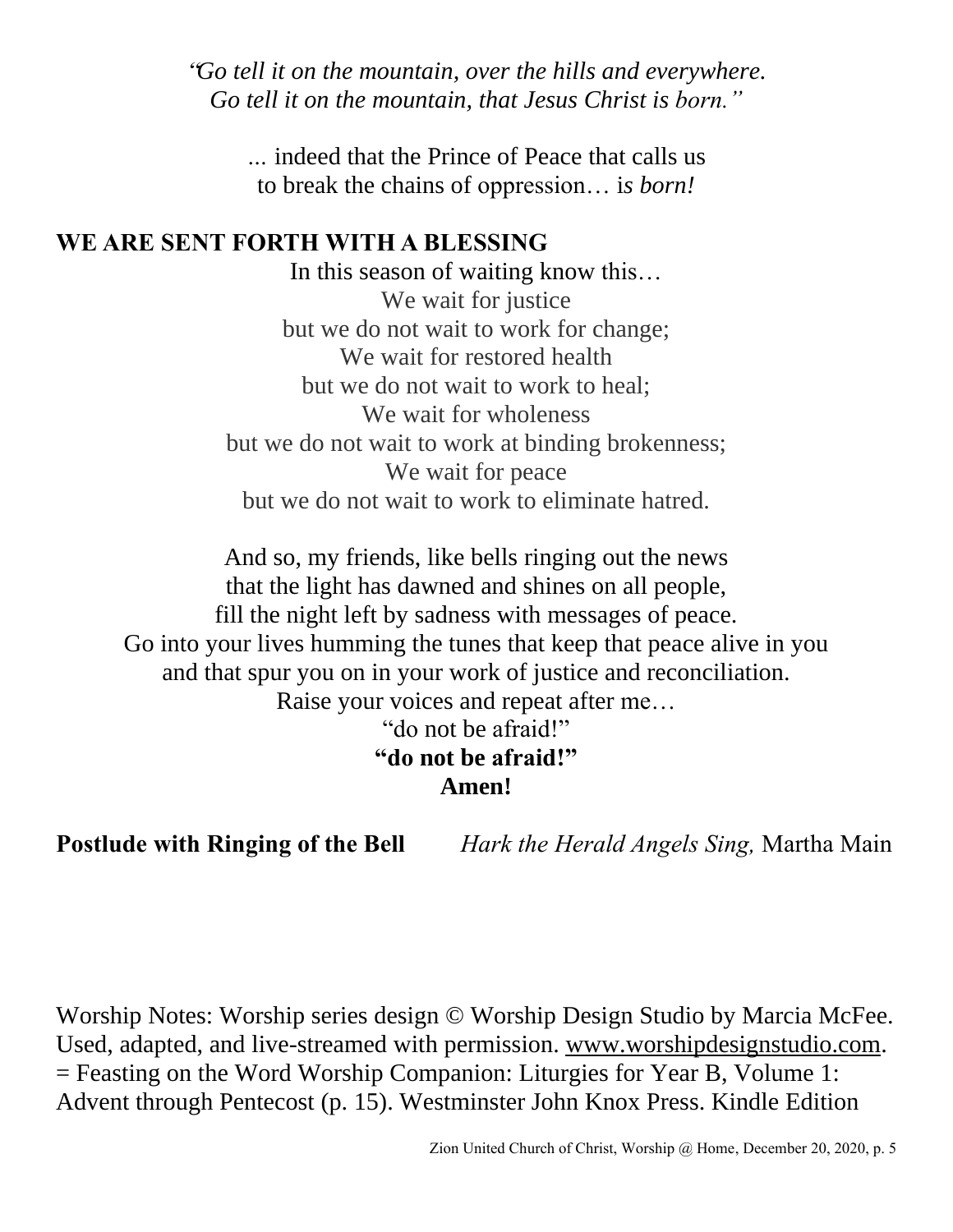*"Go tell it on the mountain, over the hills and everywhere.*
*Go tell it on the mountain, that Jesus Christ is born."*

... indeed that the Prince of Peace that calls us
to break the chains of oppression… i*s born!*

## WE ARE SENT FORTH WITH A BLESSING

In this season of waiting know this…
We wait for justice
but we do not wait to work for change;
We wait for restored health
but we do not wait to work to heal;
We wait for wholeness
but we do not wait to work at binding brokenness;
We wait for peace
but we do not wait to work to eliminate hatred.

And so, my friends, like bells ringing out the news
that the light has dawned and shines on all people,
fill the night left by sadness with messages of peace.
Go into your lives humming the tunes that keep that peace alive in you
and that spur you on in your work of justice and reconciliation.
Raise your voices and repeat after me…
"do not be afraid!"
**"do not be afraid!"**
**Amen!**

**Postlude with Ringing of the Bell** *Hark the Herald Angels Sing,* Martha Main

Worship Notes: Worship series design © Worship Design Studio by Marcia McFee. Used, adapted, and live-streamed with permission. www.worshipdesignstudio.com.
= Feasting on the Word Worship Companion: Liturgies for Year B, Volume 1: Advent through Pentecost (p. 15). Westminster John Knox Press. Kindle Edition